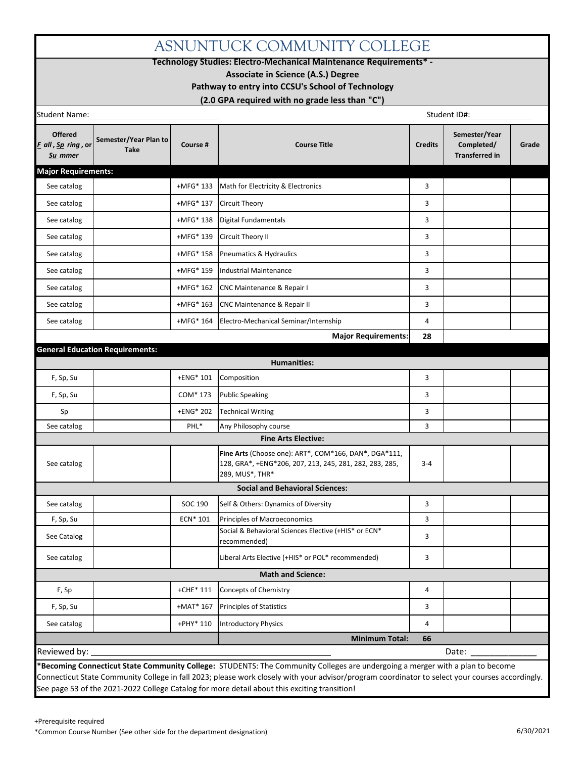# ASNUNTUCK COMMUNITY COLLEGE

**Technology Studies: Electro-Mechanical Maintenance Requirements* -**
**Associate in Science (A.S.) Degree**
**Pathway to entry into CCSU's School of Technology**
**(2.0 GPA required with no grade less than "C")**

Student Name: ____________________ Student ID#: ______________

| Offered *F all*, *Sp ring*, or *Su mmer* | Semester/Year Plan to Take | Course # | Course Title | Credits | Semester/Year Completed/ Transferred in | Grade |
|---|---|---|---|---|---|---|
| **Major Requirements:** | | | | | | |
| See catalog | | +MFG* 133 | Math for Electricity & Electronics | 3 | | |
| See catalog | | +MFG* 137 | Circuit Theory | 3 | | |
| See catalog | | +MFG* 138 | Digital Fundamentals | 3 | | |
| See catalog | | +MFG* 139 | Circuit Theory II | 3 | | |
| See catalog | | +MFG* 158 | Pneumatics & Hydraulics | 3 | | |
| See catalog | | +MFG* 159 | Industrial Maintenance | 3 | | |
| See catalog | | +MFG* 162 | CNC Maintenance & Repair I | 3 | | |
| See catalog | | +MFG* 163 | CNC Maintenance & Repair II | 3 | | |
| See catalog | | +MFG* 164 | Electro-Mechanical Seminar/Internship | 4 | | |
| | | | **Major Requirements:** | **28** | | |
| **General Education Requirements:** | | | | | | |
| | | | **Humanities:** | | | |
| F, Sp, Su | | +ENG* 101 | Composition | 3 | | |
| F, Sp, Su | | COM* 173 | Public Speaking | 3 | | |
| Sp | | +ENG* 202 | Technical Writing | 3 | | |
| See catalog | | PHL* | Any Philosophy course | 3 | | |
| | | | **Fine Arts Elective:** | | | |
| See catalog | | | **Fine Arts** (Choose one): ART*, COM*166, DAN*, DGA*111, 128, GRA*, +ENG*206, 207, 213, 245, 281, 282, 283, 285, 289, MUS*, THR* | 3-4 | | |
| | | | **Social and Behavioral Sciences:** | | | |
| See catalog | | SOC 190 | Self & Others: Dynamics of Diversity | 3 | | |
| F, Sp, Su | | ECN* 101 | Principles of Macroeconomics | 3 | | |
| See Catalog | | | Social & Behavioral Sciences Elective (+HIS* or ECN* recommended) | 3 | | |
| See catalog | | | Liberal Arts Elective (+HIS* or POL* recommended) | 3 | | |
| | | | **Math and Science:** | | | |
| F, Sp | | +CHE* 111 | Concepts of Chemistry | 4 | | |
| F, Sp, Su | | +MAT* 167 | Principles of Statistics | 3 | | |
| See catalog | | +PHY* 110 | Introductory Physics | 4 | | |
| | | | **Minimum Total:** | **66** | | |

Reviewed by: ______________________________ Date: ______________

***Becoming Connecticut State Community College:** STUDENTS: The Community Colleges are undergoing a merger with a plan to become Connecticut State Community College in fall 2023; please work closely with your advisor/program coordinator to select your courses accordingly. See page 53 of the 2021-2022 College Catalog for more detail about this exciting transition!

+Prerequisite required

*Common Course Number (See other side for the department designation)

6/30/2021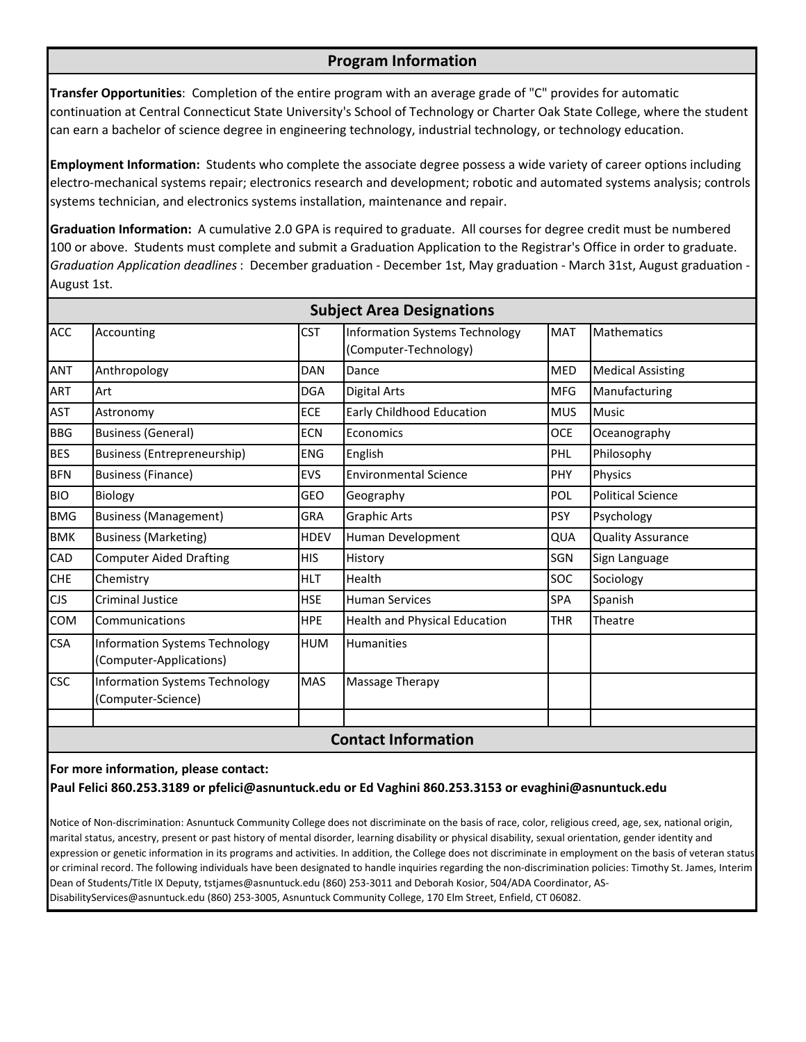## Program Information

**Transfer Opportunities**: Completion of the entire program with an average grade of "C" provides for automatic continuation at Central Connecticut State University's School of Technology or Charter Oak State College, where the student can earn a bachelor of science degree in engineering technology, industrial technology, or technology education.

**Employment Information:** Students who complete the associate degree possess a wide variety of career options including electro-mechanical systems repair; electronics research and development; robotic and automated systems analysis; controls systems technician, and electronics systems installation, maintenance and repair.

**Graduation Information:** A cumulative 2.0 GPA is required to graduate. All courses for degree credit must be numbered 100 or above. Students must complete and submit a Graduation Application to the Registrar's Office in order to graduate. *Graduation Application deadlines* : December graduation - December 1st, May graduation - March 31st, August graduation - August 1st.

## Subject Area Designations

| | | | | | |
|---|---|---|---|---|---|
| ACC | Accounting | CST | Information Systems Technology (Computer-Technology) | MAT | Mathematics |
| ANT | Anthropology | DAN | Dance | MED | Medical Assisting |
| ART | Art | DGA | Digital Arts | MFG | Manufacturing |
| AST | Astronomy | ECE | Early Childhood Education | MUS | Music |
| BBG | Business (General) | ECN | Economics | OCE | Oceanography |
| BES | Business (Entrepreneurship) | ENG | English | PHL | Philosophy |
| BFN | Business (Finance) | EVS | Environmental Science | PHY | Physics |
| BIO | Biology | GEO | Geography | POL | Political Science |
| BMG | Business (Management) | GRA | Graphic Arts | PSY | Psychology |
| BMK | Business (Marketing) | HDEV | Human Development | QUA | Quality Assurance |
| CAD | Computer Aided Drafting | HIS | History | SGN | Sign Language |
| CHE | Chemistry | HLT | Health | SOC | Sociology |
| CJS | Criminal Justice | HSE | Human Services | SPA | Spanish |
| COM | Communications | HPE | Health and Physical Education | THR | Theatre |
| CSA | Information Systems Technology (Computer-Applications) | HUM | Humanities | | |
| CSC | Information Systems Technology (Computer-Science) | MAS | Massage Therapy | | |

## Contact Information

**For more information, please contact:**
**Paul Felici 860.253.3189 or pfelici@asnuntuck.edu or Ed Vaghini 860.253.3153 or evaghini@asnuntuck.edu**

Notice of Non-discrimination: Asnuntuck Community College does not discriminate on the basis of race, color, religious creed, age, sex, national origin, marital status, ancestry, present or past history of mental disorder, learning disability or physical disability, sexual orientation, gender identity and expression or genetic information in its programs and activities. In addition, the College does not discriminate in employment on the basis of veteran status or criminal record. The following individuals have been designated to handle inquiries regarding the non-discrimination policies: Timothy St. James, Interim Dean of Students/Title IX Deputy, tstjames@asnuntuck.edu (860) 253-3011 and Deborah Kosior, 504/ADA Coordinator, AS-DisabilityServices@asnuntuck.edu (860) 253-3005, Asnuntuck Community College, 170 Elm Street, Enfield, CT 06082.